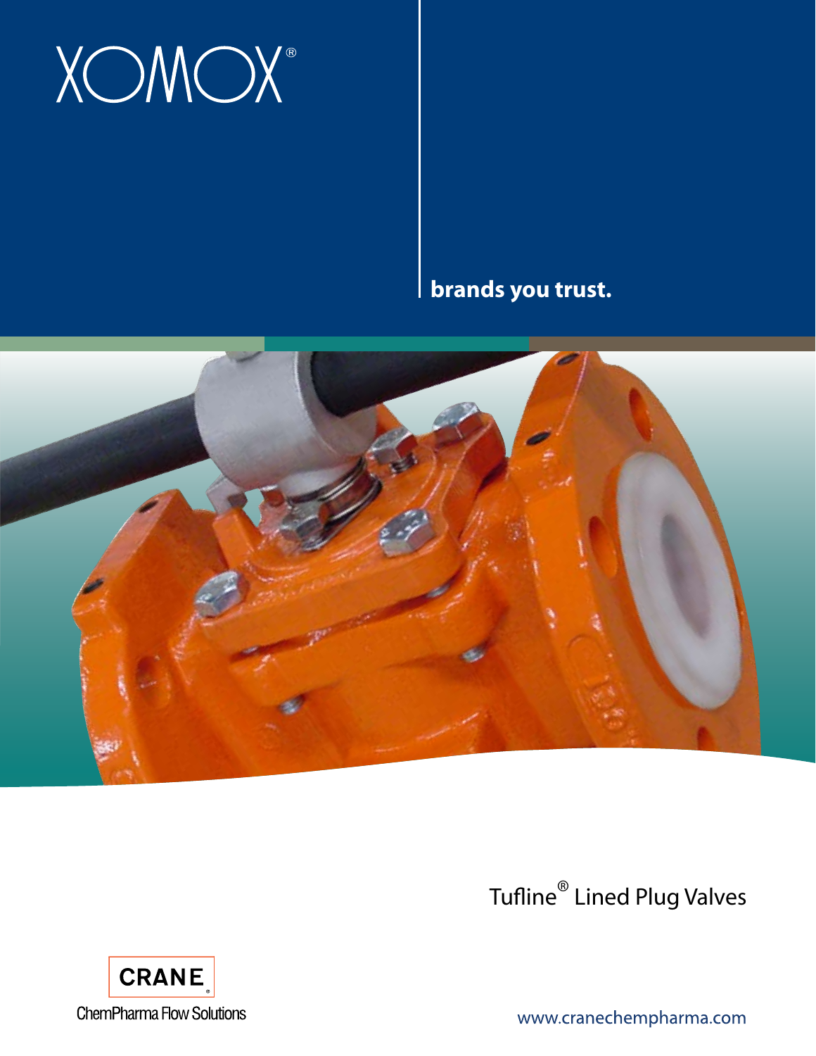# XOMOX®

**brands you trust.**

Tufline® Lined Plug Valves

CRANE

ChemPharma Flow Solutions

www.cranechempharma.com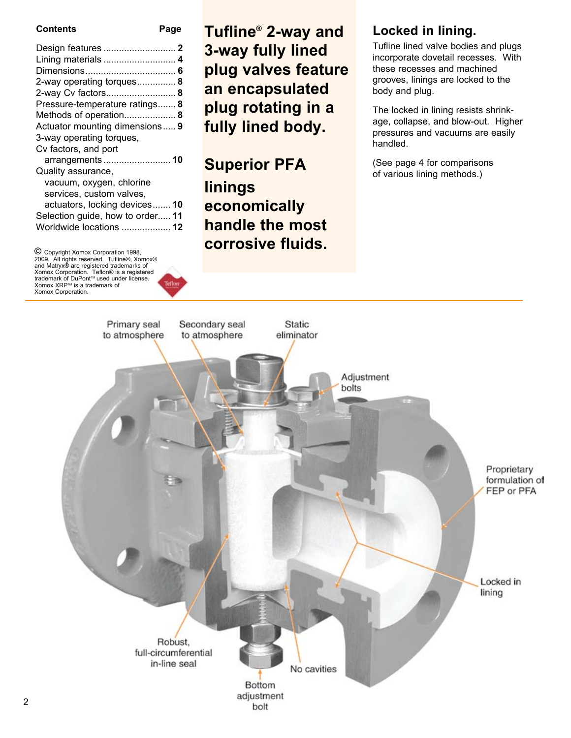**Contents** **Page**

- Design features ............................ 2
- Lining materials ............................ 4
- Dimensions.................................. 6
- 2-way operating torques.............. 8
- 2-way Cv factors.......................... 8
- Pressure-temperature ratings....... 8
- Methods of operation.................... 8
- Actuator mounting dimensions..... 9
- 3-way operating torques, Cv factors, and port arrangements .......................... 10
- Quality assurance, vacuum, oxygen, chlorine services, custom valves, actuators, locking devices....... 10
- Selection guide, how to order..... 11
- Worldwide locations ................... 12

© Copyright Xomox Corporation 1998, 2009. All rights reserved. Tufline®, Xomox® and Matryx® are registered trademarks of Xomox Corporation. Teflon® is a registered trademark of DuPont™ used under license. Xomox XRP™ is a trademark of Xomox Corporation.

## Tufline® 2-way and 3-way fully lined plug valves feature an encapsulated plug rotating in a fully lined body.

## Superior PFA linings economically handle the most corrosive fluids.

## Locked in lining.

Tufline lined valve bodies and plugs incorporate dovetail recesses. With these recesses and machined grooves, linings are locked to the body and plug.

The locked in lining resists shrinkage, collapse, and blow-out. Higher pressures and vacuums are easily handled.

(See page 4 for comparisons of various lining methods.)

Primary seal to atmosphere

Secondary seal to atmosphere

Static eliminator

Adjustment bolts

Proprietary formulation of FEP or PFA

Locked in lining

Robust, full-circumferential in-line seal

No cavities

Bottom adjustment bolt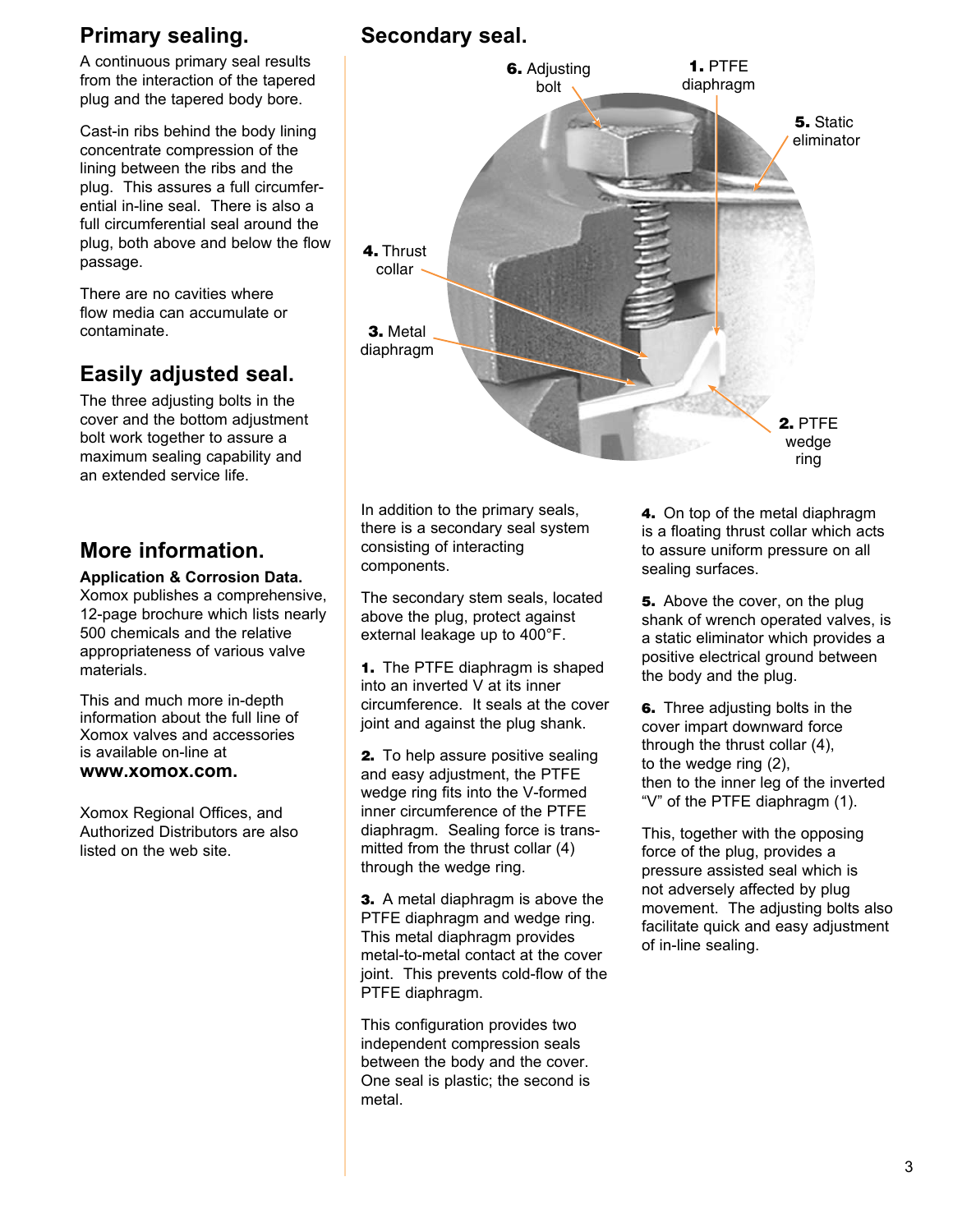## Primary sealing.

A continuous primary seal results from the interaction of the tapered plug and the tapered body bore.

Cast-in ribs behind the body lining concentrate compression of the lining between the ribs and the plug. This assures a full circumferential in-line seal. There is also a full circumferential seal around the plug, both above and below the flow passage.

There are no cavities where flow media can accumulate or contaminate.

## Easily adjusted seal.

The three adjusting bolts in the cover and the bottom adjustment bolt work together to assure a maximum sealing capability and an extended service life.

## More information.

**Application & Corrosion Data.** Xomox publishes a comprehensive, 12-page brochure which lists nearly 500 chemicals and the relative appropriateness of various valve materials.

This and much more in-depth information about the full line of Xomox valves and accessories is available on-line at **www.xomox.com.**

Xomox Regional Offices, and Authorized Distributors are also listed on the web site.

## Secondary seal.

**6.** Adjusting bolt
**1.** PTFE diaphragm
**5.** Static eliminator
**4.** Thrust collar
**3.** Metal diaphragm
**2.** PTFE wedge ring

In addition to the primary seals, there is a secondary seal system consisting of interacting components.

The secondary stem seals, located above the plug, protect against external leakage up to 400°F.

**1.** The PTFE diaphragm is shaped into an inverted V at its inner circumference. It seals at the cover joint and against the plug shank.

**2.** To help assure positive sealing and easy adjustment, the PTFE wedge ring fits into the V-formed inner circumference of the PTFE diaphragm. Sealing force is transmitted from the thrust collar (4) through the wedge ring.

**3.** A metal diaphragm is above the PTFE diaphragm and wedge ring. This metal diaphragm provides metal-to-metal contact at the cover joint. This prevents cold-flow of the PTFE diaphragm.

This configuration provides two independent compression seals between the body and the cover. One seal is plastic; the second is metal.

**4.** On top of the metal diaphragm is a floating thrust collar which acts to assure uniform pressure on all sealing surfaces.

**5.** Above the cover, on the plug shank of wrench operated valves, is a static eliminator which provides a positive electrical ground between the body and the plug.

**6.** Three adjusting bolts in the cover impart downward force through the thrust collar (4), to the wedge ring (2), then to the inner leg of the inverted "V" of the PTFE diaphragm (1).

This, together with the opposing force of the plug, provides a pressure assisted seal which is not adversely affected by plug movement. The adjusting bolts also facilitate quick and easy adjustment of in-line sealing.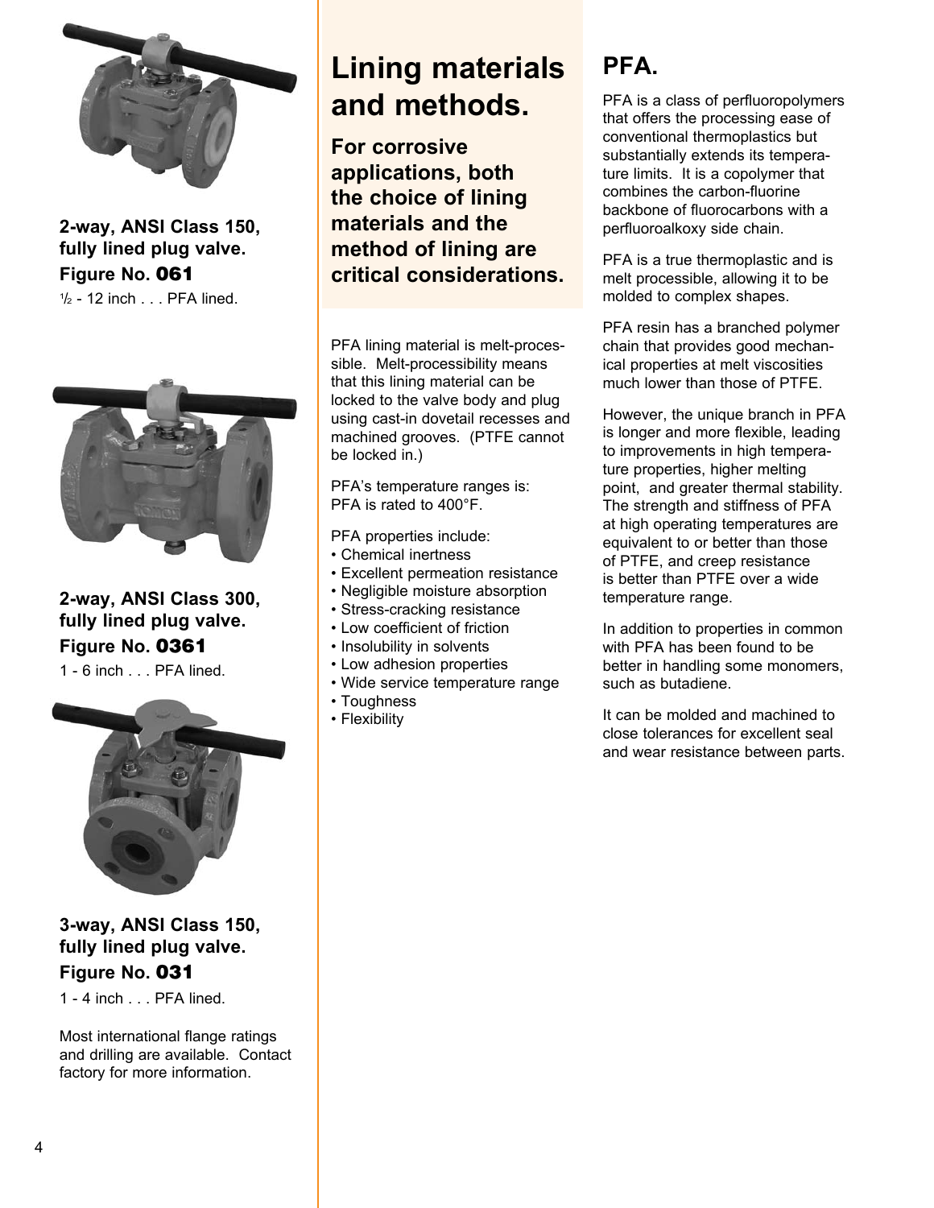**2-way, ANSI Class 150, fully lined plug valve.**

**Figure No. 061**

½ - 12 inch . . . PFA lined.

**2-way, ANSI Class 300, fully lined plug valve.**

**Figure No. 0361**

1 - 6 inch . . . PFA lined.

**3-way, ANSI Class 150, fully lined plug valve.**

**Figure No. 031**

1 - 4 inch . . . PFA lined.

Most international flange ratings and drilling are available. Contact factory for more information.

# Lining materials and methods.

**For corrosive applications, both the choice of lining materials and the method of lining are critical considerations.**

PFA lining material is melt-processible. Melt-processibility means that this lining material can be locked to the valve body and plug using cast-in dovetail recesses and machined grooves. (PTFE cannot be locked in.)

PFA's temperature ranges is:
PFA is rated to 400°F.

PFA properties include:

- Chemical inertness
- Excellent permeation resistance
- Negligible moisture absorption
- Stress-cracking resistance
- Low coefficient of friction
- Insolubility in solvents
- Low adhesion properties
- Wide service temperature range
- Toughness
- Flexibility

## PFA.

PFA is a class of perfluoropolymers that offers the processing ease of conventional thermoplastics but substantially extends its temperature limits. It is a copolymer that combines the carbon-fluorine backbone of fluorocarbons with a perfluoroalkoxy side chain.

PFA is a true thermoplastic and is melt processible, allowing it to be molded to complex shapes.

PFA resin has a branched polymer chain that provides good mechanical properties at melt viscosities much lower than those of PTFE.

However, the unique branch in PFA is longer and more flexible, leading to improvements in high temperature properties, higher melting point, and greater thermal stability. The strength and stiffness of PFA at high operating temperatures are equivalent to or better than those of PTFE, and creep resistance is better than PTFE over a wide temperature range.

In addition to properties in common with PFA has been found to be better in handling some monomers, such as butadiene.

It can be molded and machined to close tolerances for excellent seal and wear resistance between parts.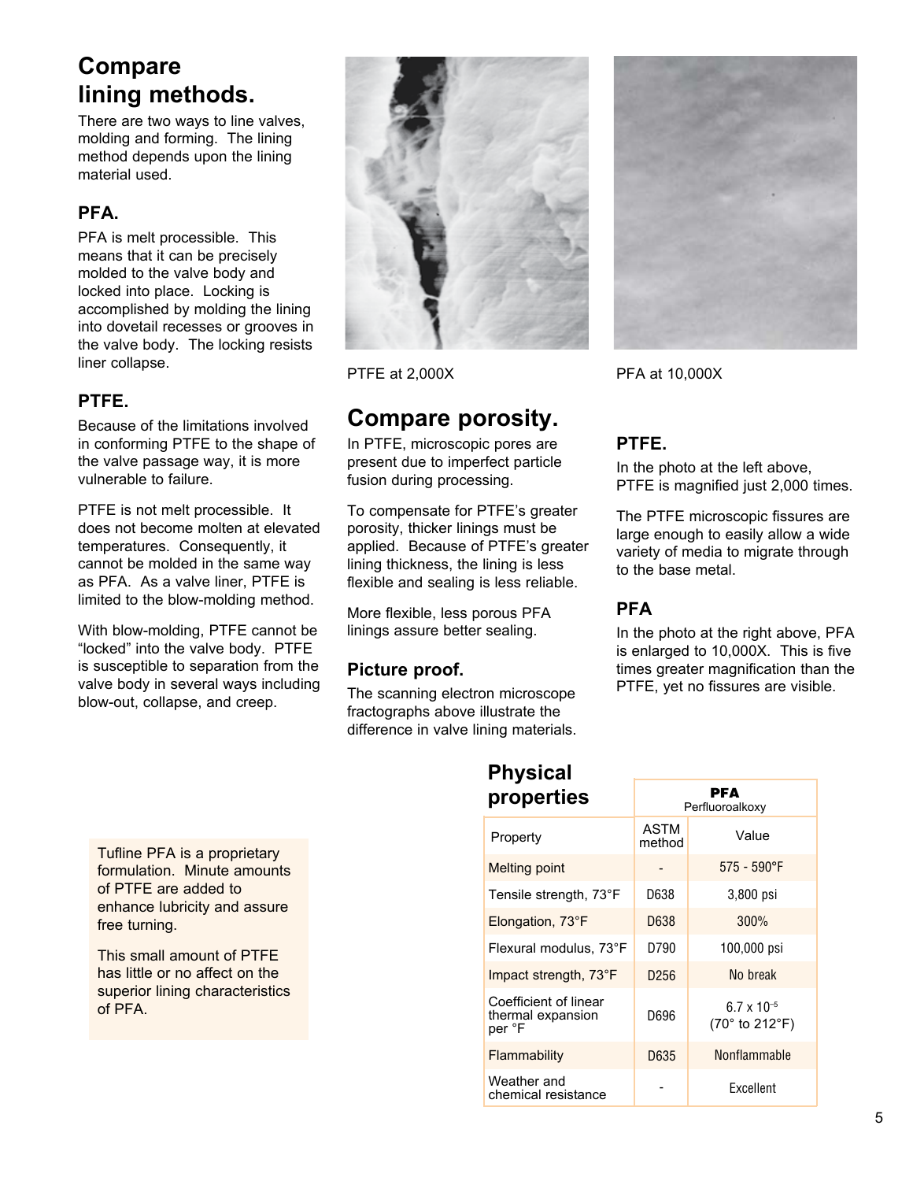# Compare lining methods.

There are two ways to line valves, molding and forming. The lining method depends upon the lining material used.

### PFA.

PFA is melt processible. This means that it can be precisely molded to the valve body and locked into place. Locking is accomplished by molding the lining into dovetail recesses or grooves in the valve body. The locking resists liner collapse.

### PTFE.

Because of the limitations involved in conforming PTFE to the shape of the valve passage way, it is more vulnerable to failure.

PTFE is not melt processible. It does not become molten at elevated temperatures. Consequently, it cannot be molded in the same way as PFA. As a valve liner, PTFE is limited to the blow-molding method.

With blow-molding, PTFE cannot be "locked" into the valve body. PTFE is susceptible to separation from the valve body in several ways including blow-out, collapse, and creep.

PTFE at 2,000X

PFA at 10,000X

# Compare porosity.

In PTFE, microscopic pores are present due to imperfect particle fusion during processing.

To compensate for PTFE's greater porosity, thicker linings must be applied. Because of PTFE's greater lining thickness, the lining is less flexible and sealing is less reliable.

More flexible, less porous PFA linings assure better sealing.

### Picture proof.

The scanning electron microscope fractographs above illustrate the difference in valve lining materials.

### PTFE.

In the photo at the left above, PTFE is magnified just 2,000 times.

The PTFE microscopic fissures are large enough to easily allow a wide variety of media to migrate through to the base metal.

### PFA

In the photo at the right above, PFA is enlarged to 10,000X. This is five times greater magnification than the PTFE, yet no fissures are visible.

Tufline PFA is a proprietary formulation. Minute amounts of PTFE are added to enhance lubricity and assure free turning.

This small amount of PTFE has little or no affect on the superior lining characteristics of PFA.

## Physical properties

| | **PFA** Perfluoroalkoxy | |
|---|---|---|
| Property | ASTM method | Value |
| Melting point | - | 575 - 590°F |
| Tensile strength, 73°F | D638 | 3,800 psi |
| Elongation, 73°F | D638 | 300% |
| Flexural modulus, 73°F | D790 | 100,000 psi |
| Impact strength, 73°F | D256 | No break |
| Coefficient of linear thermal expansion per °F | D696 | $6.7 \times 10^{-5}$ (70° to 212°F) |
| Flammability | D635 | Nonflammable |
| Weather and chemical resistance | - | Excellent |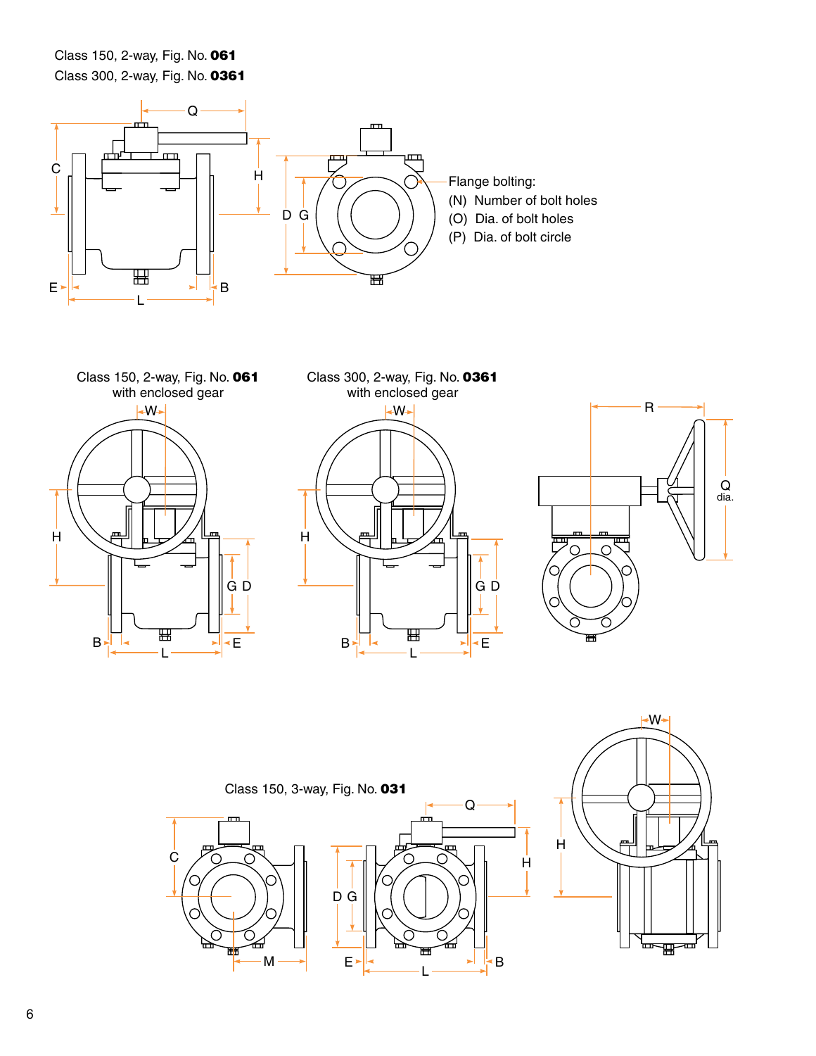Class 150, 2-way, Fig. No. **061**

Class 300, 2-way, Fig. No. **0361**

Flange bolting:

(N) Number of bolt holes

(O) Dia. of bolt holes

(P) Dia. of bolt circle

Class 150, 2-way, Fig. No. **061** with enclosed gear

Class 300, 2-way, Fig. No. **0361** with enclosed gear

Class 150, 3-way, Fig. No. **031**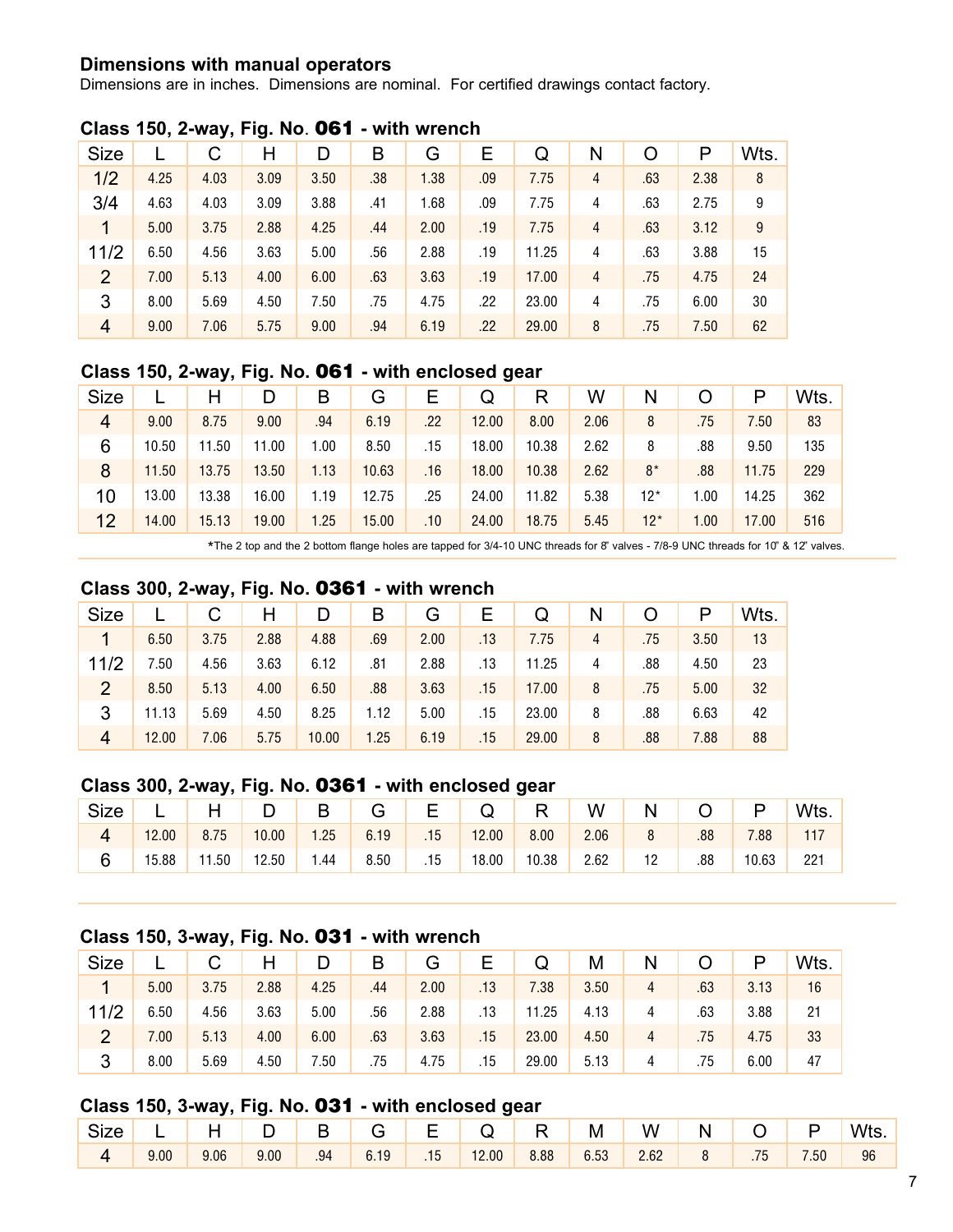## Dimensions with manual operators

Dimensions are in inches. Dimensions are nominal. For certified drawings contact factory.

### Class 150, 2-way, Fig. No. 061 - with wrench

| Size | L | C | H | D | B | G | E | Q | N | O | P | Wts. |
|---|---|---|---|---|---|---|---|---|---|---|---|---|
| 1/2 | 4.25 | 4.03 | 3.09 | 3.50 | .38 | 1.38 | .09 | 7.75 | 4 | .63 | 2.38 | 8 |
| 3/4 | 4.63 | 4.03 | 3.09 | 3.88 | .41 | 1.68 | .09 | 7.75 | 4 | .63 | 2.75 | 9 |
| 1 | 5.00 | 3.75 | 2.88 | 4.25 | .44 | 2.00 | .19 | 7.75 | 4 | .63 | 3.12 | 9 |
| 11/2 | 6.50 | 4.56 | 3.63 | 5.00 | .56 | 2.88 | .19 | 11.25 | 4 | .63 | 3.88 | 15 |
| 2 | 7.00 | 5.13 | 4.00 | 6.00 | .63 | 3.63 | .19 | 17.00 | 4 | .75 | 4.75 | 24 |
| 3 | 8.00 | 5.69 | 4.50 | 7.50 | .75 | 4.75 | .22 | 23.00 | 4 | .75 | 6.00 | 30 |
| 4 | 9.00 | 7.06 | 5.75 | 9.00 | .94 | 6.19 | .22 | 29.00 | 8 | .75 | 7.50 | 62 |

### Class 150, 2-way, Fig. No. 061 - with enclosed gear

| Size | L | H | D | B | G | E | Q | R | W | N | O | P | Wts. |
|---|---|---|---|---|---|---|---|---|---|---|---|---|---|
| 4 | 9.00 | 8.75 | 9.00 | .94 | 6.19 | .22 | 12.00 | 8.00 | 2.06 | 8 | .75 | 7.50 | 83 |
| 6 | 10.50 | 11.50 | 11.00 | 1.00 | 8.50 | .15 | 18.00 | 10.38 | 2.62 | 8 | .88 | 9.50 | 135 |
| 8 | 11.50 | 13.75 | 13.50 | 1.13 | 10.63 | .16 | 18.00 | 10.38 | 2.62 | 8* | .88 | 11.75 | 229 |
| 10 | 13.00 | 13.38 | 16.00 | 1.19 | 12.75 | .25 | 24.00 | 11.82 | 5.38 | 12* | 1.00 | 14.25 | 362 |
| 12 | 14.00 | 15.13 | 19.00 | 1.25 | 15.00 | .10 | 24.00 | 18.75 | 5.45 | 12* | 1.00 | 17.00 | 516 |

*The 2 top and the 2 bottom flange holes are tapped for 3/4-10 UNC threads for 8" valves - 7/8-9 UNC threads for 10" & 12" valves.

### Class 300, 2-way, Fig. No. 0361 - with wrench

| Size | L | C | H | D | B | G | E | Q | N | O | P | Wts. |
|---|---|---|---|---|---|---|---|---|---|---|---|---|
| 1 | 6.50 | 3.75 | 2.88 | 4.88 | .69 | 2.00 | .13 | 7.75 | 4 | .75 | 3.50 | 13 |
| 11/2 | 7.50 | 4.56 | 3.63 | 6.12 | .81 | 2.88 | .13 | 11.25 | 4 | .88 | 4.50 | 23 |
| 2 | 8.50 | 5.13 | 4.00 | 6.50 | .88 | 3.63 | .15 | 17.00 | 8 | .75 | 5.00 | 32 |
| 3 | 11.13 | 5.69 | 4.50 | 8.25 | 1.12 | 5.00 | .15 | 23.00 | 8 | .88 | 6.63 | 42 |
| 4 | 12.00 | 7.06 | 5.75 | 10.00 | 1.25 | 6.19 | .15 | 29.00 | 8 | .88 | 7.88 | 88 |

### Class 300, 2-way, Fig. No. 0361 - with enclosed gear

| Size | L | H | D | B | G | E | Q | R | W | N | O | P | Wts. |
|---|---|---|---|---|---|---|---|---|---|---|---|---|---|
| 4 | 12.00 | 8.75 | 10.00 | 1.25 | 6.19 | .15 | 12.00 | 8.00 | 2.06 | 8 | .88 | 7.88 | 117 |
| 6 | 15.88 | 11.50 | 12.50 | 1.44 | 8.50 | .15 | 18.00 | 10.38 | 2.62 | 12 | .88 | 10.63 | 221 |

### Class 150, 3-way, Fig. No. 031 - with wrench

| Size | L | C | H | D | B | G | E | Q | M | N | O | P | Wts. |
|---|---|---|---|---|---|---|---|---|---|---|---|---|---|
| 1 | 5.00 | 3.75 | 2.88 | 4.25 | .44 | 2.00 | .13 | 7.38 | 3.50 | 4 | .63 | 3.13 | 16 |
| 11/2 | 6.50 | 4.56 | 3.63 | 5.00 | .56 | 2.88 | .13 | 11.25 | 4.13 | 4 | .63 | 3.88 | 21 |
| 2 | 7.00 | 5.13 | 4.00 | 6.00 | .63 | 3.63 | .15 | 23.00 | 4.50 | 4 | .75 | 4.75 | 33 |
| 3 | 8.00 | 5.69 | 4.50 | 7.50 | .75 | 4.75 | .15 | 29.00 | 5.13 | 4 | .75 | 6.00 | 47 |

### Class 150, 3-way, Fig. No. 031 - with enclosed gear

| Size | L | H | D | B | G | E | Q | R | M | W | N | O | P | Wts. |
|---|---|---|---|---|---|---|---|---|---|---|---|---|---|---|
| 4 | 9.00 | 9.06 | 9.00 | .94 | 6.19 | .15 | 12.00 | 8.88 | 6.53 | 2.62 | 8 | .75 | 7.50 | 96 |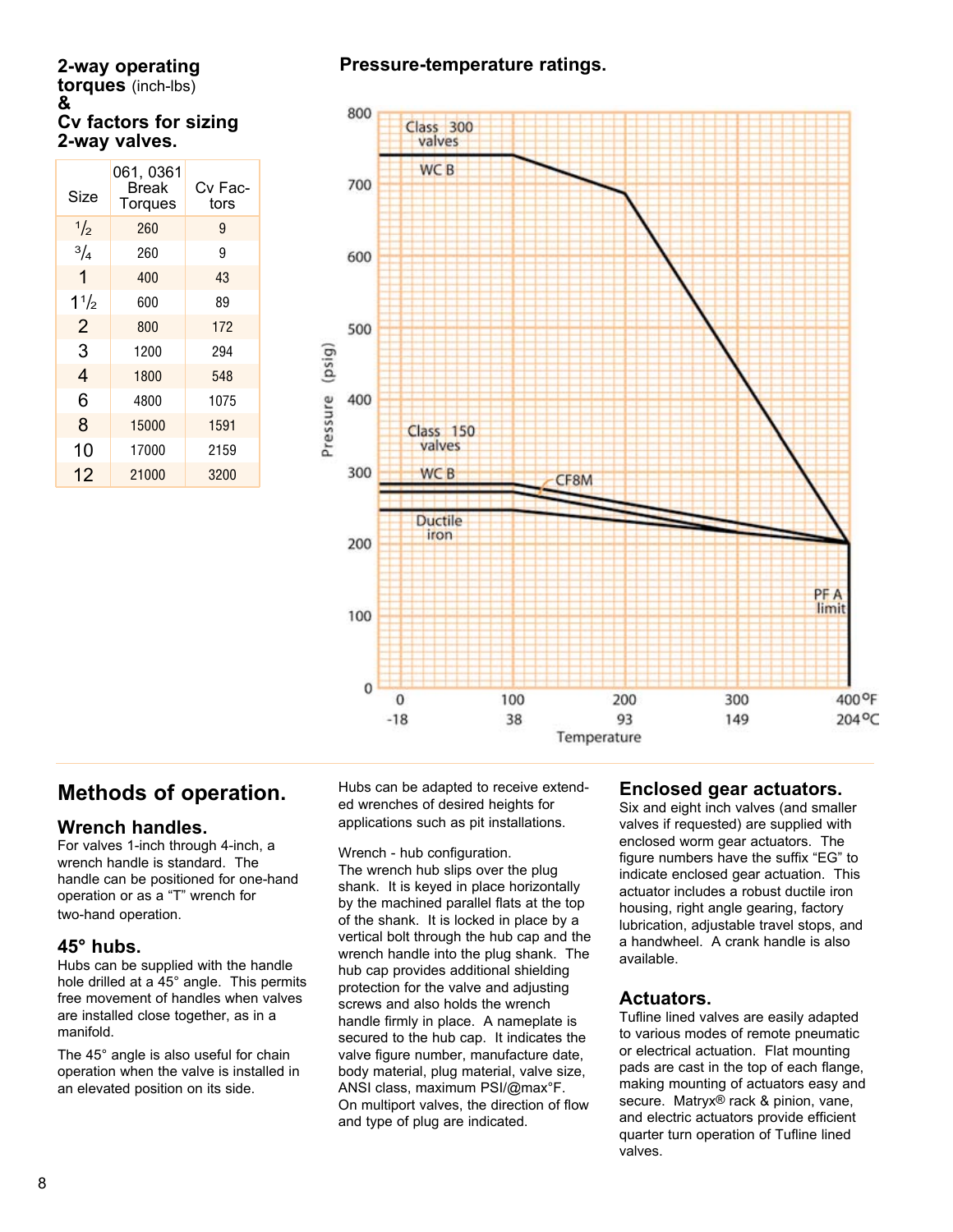## 2-way operating torques (inch-lbs) & Cv factors for sizing 2-way valves.

| Size | 061, 0361 Break Torques | Cv Factors |
|---|---|---|
| 1/2 | 260 | 9 |
| 3/4 | 260 | 9 |
| 1 | 400 | 43 |
| 1 1/2 | 600 | 89 |
| 2 | 800 | 172 |
| 3 | 1200 | 294 |
| 4 | 1800 | 548 |
| 6 | 4800 | 1075 |
| 8 | 15000 | 1591 |
| 10 | 17000 | 2159 |
| 12 | 21000 | 3200 |

## Pressure-temperature ratings.

Class 300 valves
WC B

Class 150 valves
WC B
CF8M
Ductile iron

PFA limit

Pressure (psig): 0, 100, 200, 300, 400, 500, 600, 700, 800

Temperature: 0 (-18), 100 (38), 200 (93), 300 (149), 400°F (204°C)

# Methods of operation.

## Wrench handles.

For valves 1-inch through 4-inch, a wrench handle is standard. The handle can be positioned for one-hand operation or as a "T" wrench for two-hand operation.

## 45° hubs.

Hubs can be supplied with the handle hole drilled at a 45° angle. This permits free movement of handles when valves are installed close together, as in a manifold.

The 45° angle is also useful for chain operation when the valve is installed in an elevated position on its side.

Hubs can be adapted to receive extended wrenches of desired heights for applications such as pit installations.

Wrench - hub configuration.
The wrench hub slips over the plug shank. It is keyed in place horizontally by the machined parallel flats at the top of the shank. It is locked in place by a vertical bolt through the hub cap and the wrench handle into the plug shank. The hub cap provides additional shielding protection for the valve and adjusting screws and also holds the wrench handle firmly in place. A nameplate is secured to the hub cap. It indicates the valve figure number, manufacture date, body material, plug material, valve size, ANSI class, maximum PSI/@max°F. On multiport valves, the direction of flow and type of plug are indicated.

## Enclosed gear actuators.

Six and eight inch valves (and smaller valves if requested) are supplied with enclosed worm gear actuators. The figure numbers have the suffix "EG" to indicate enclosed gear actuation. This actuator includes a robust ductile iron housing, right angle gearing, factory lubrication, adjustable travel stops, and a handwheel. A crank handle is also available.

## Actuators.

Tufline lined valves are easily adapted to various modes of remote pneumatic or electrical actuation. Flat mounting pads are cast in the top of each flange, making mounting of actuators easy and secure. Matryx® rack & pinion, vane, and electric actuators provide efficient quarter turn operation of Tufline lined valves.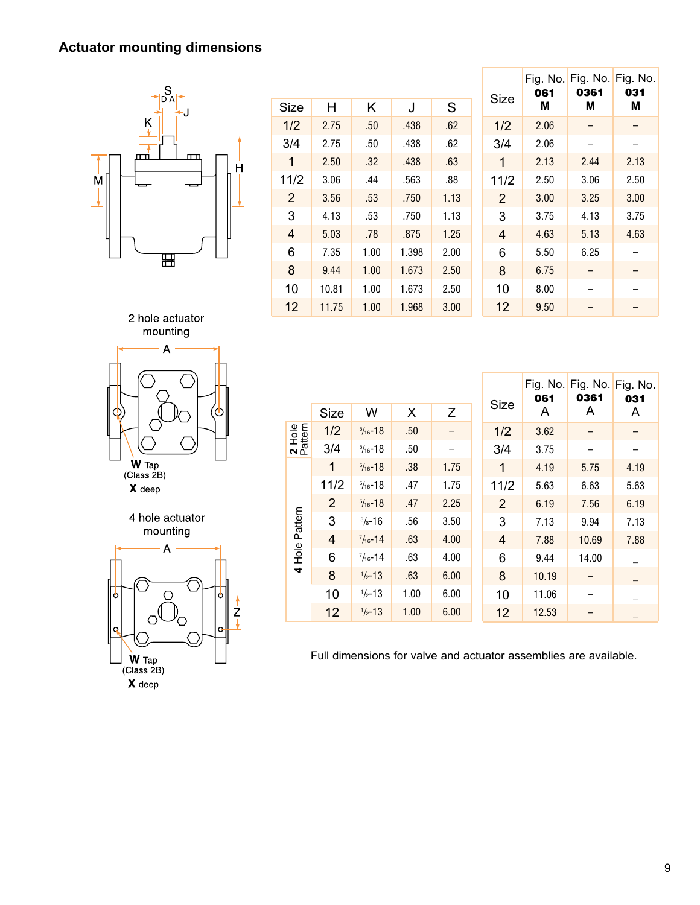## Actuator mounting dimensions

| Size | H | K | J | S |
|---|---|---|---|---|
| 1/2 | 2.75 | .50 | .438 | .62 |
| 3/4 | 2.75 | .50 | .438 | .62 |
| 1 | 2.50 | .32 | .438 | .63 |
| 11/2 | 3.06 | .44 | .563 | .88 |
| 2 | 3.56 | .53 | .750 | 1.13 |
| 3 | 4.13 | .53 | .750 | 1.13 |
| 4 | 5.03 | .78 | .875 | 1.25 |
| 6 | 7.35 | 1.00 | 1.398 | 2.00 |
| 8 | 9.44 | 1.00 | 1.673 | 2.50 |
| 10 | 10.81 | 1.00 | 1.673 | 2.50 |
| 12 | 11.75 | 1.00 | 1.968 | 3.00 |

| Size | Fig. No. **061** **M** | Fig. No. **0361** **M** | Fig. No. **031** **M** |
|---|---|---|---|
| 1/2 | 2.06 | – | – |
| 3/4 | 2.06 | – | – |
| 1 | 2.13 | 2.44 | 2.13 |
| 11/2 | 2.50 | 3.06 | 2.50 |
| 2 | 3.00 | 3.25 | 3.00 |
| 3 | 3.75 | 4.13 | 3.75 |
| 4 | 4.63 | 5.13 | 4.63 |
| 6 | 5.50 | 6.25 | – |
| 8 | 6.75 | – | – |
| 10 | 8.00 | – | – |
| 12 | 9.50 | – | – |

2 hole actuator mounting

**W** Tap (Class 2B) **X** deep

4 hole actuator mounting

**W** Tap (Class 2B) **X** deep

| | Size | W | X | Z |
|---|---|---|---|---|
| 2 Hole Pattern | 1/2 | 5/16-18 | .50 | – |
| | 3/4 | 5/16-18 | .50 | – |
| 4 Hole Pattern | 1 | 5/16-18 | .38 | 1.75 |
| | 11/2 | 5/16-18 | .47 | 1.75 |
| | 2 | 5/16-18 | .47 | 2.25 |
| | 3 | 3/8-16 | .56 | 3.50 |
| | 4 | 7/16-14 | .63 | 4.00 |
| | 6 | 7/16-14 | .63 | 4.00 |
| | 8 | 1/2-13 | .63 | 6.00 |
| | 10 | 1/2-13 | 1.00 | 6.00 |
| | 12 | 1/2-13 | 1.00 | 6.00 |

| Size | Fig. No. **061** A | Fig. No. **0361** A | Fig. No. **031** A |
|---|---|---|---|
| 1/2 | 3.62 | – | – |
| 3/4 | 3.75 | – | – |
| 1 | 4.19 | 5.75 | 4.19 |
| 11/2 | 5.63 | 6.63 | 5.63 |
| 2 | 6.19 | 7.56 | 6.19 |
| 3 | 7.13 | 9.94 | 7.13 |
| 4 | 7.88 | 10.69 | 7.88 |
| 6 | 9.44 | 14.00 | – |
| 8 | 10.19 | – | – |
| 10 | 11.06 | – | – |
| 12 | 12.53 | – | – |

Full dimensions for valve and actuator assemblies are available.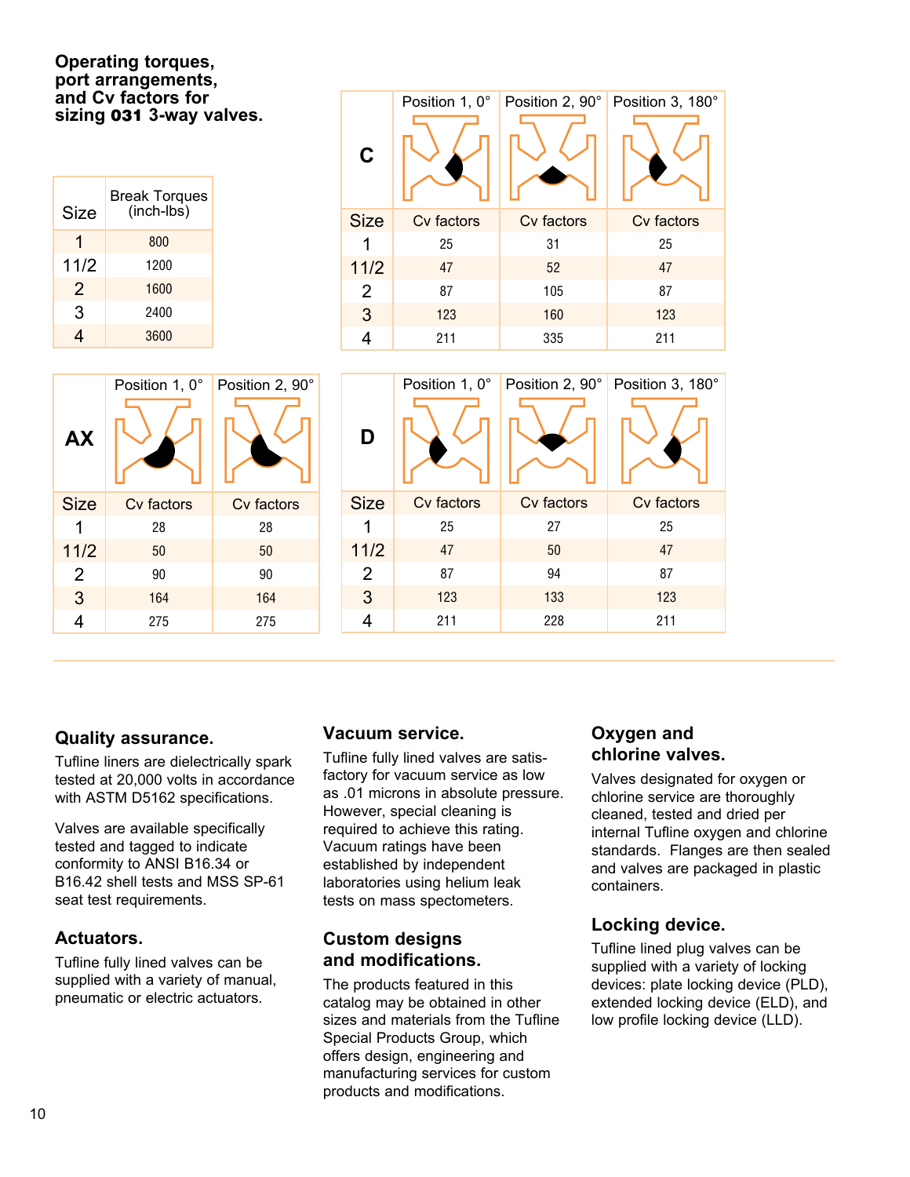## Operating torques, port arrangements, and Cv factors for sizing 031 3-way valves.

| Size | Break Torques (inch-lbs) |
|---|---|
| 1 | 800 |
| 11/2 | 1200 |
| 2 | 1600 |
| 3 | 2400 |
| 4 | 3600 |

| C | Position 1, 0° | Position 2, 90° | Position 3, 180° |
|---|---|---|---|
| Size | Cv factors | Cv factors | Cv factors |
| 1 | 25 | 31 | 25 |
| 11/2 | 47 | 52 | 47 |
| 2 | 87 | 105 | 87 |
| 3 | 123 | 160 | 123 |
| 4 | 211 | 335 | 211 |

| AX | Position 1, 0° | Position 2, 90° |
|---|---|---|
| Size | Cv factors | Cv factors |
| 1 | 28 | 28 |
| 11/2 | 50 | 50 |
| 2 | 90 | 90 |
| 3 | 164 | 164 |
| 4 | 275 | 275 |

| D | Position 1, 0° | Position 2, 90° | Position 3, 180° |
|---|---|---|---|
| Size | Cv factors | Cv factors | Cv factors |
| 1 | 25 | 27 | 25 |
| 11/2 | 47 | 50 | 47 |
| 2 | 87 | 94 | 87 |
| 3 | 123 | 133 | 123 |
| 4 | 211 | 228 | 211 |

### Quality assurance.

Tufline liners are dielectrically spark tested at 20,000 volts in accordance with ASTM D5162 specifications.

Valves are available specifically tested and tagged to indicate conformity to ANSI B16.34 or B16.42 shell tests and MSS SP-61 seat test requirements.

### Actuators.

Tufline fully lined valves can be supplied with a variety of manual, pneumatic or electric actuators.

### Vacuum service.

Tufline fully lined valves are satisfactory for vacuum service as low as .01 microns in absolute pressure. However, special cleaning is required to achieve this rating. Vacuum ratings have been established by independent laboratories using helium leak tests on mass spectometers.

### Custom designs and modifications.

The products featured in this catalog may be obtained in other sizes and materials from the Tufline Special Products Group, which offers design, engineering and manufacturing services for custom products and modifications.

### Oxygen and chlorine valves.

Valves designated for oxygen or chlorine service are thoroughly cleaned, tested and dried per internal Tufline oxygen and chlorine standards. Flanges are then sealed and valves are packaged in plastic containers.

### Locking device.

Tufline lined plug valves can be supplied with a variety of locking devices: plate locking device (PLD), extended locking device (ELD), and low profile locking device (LLD).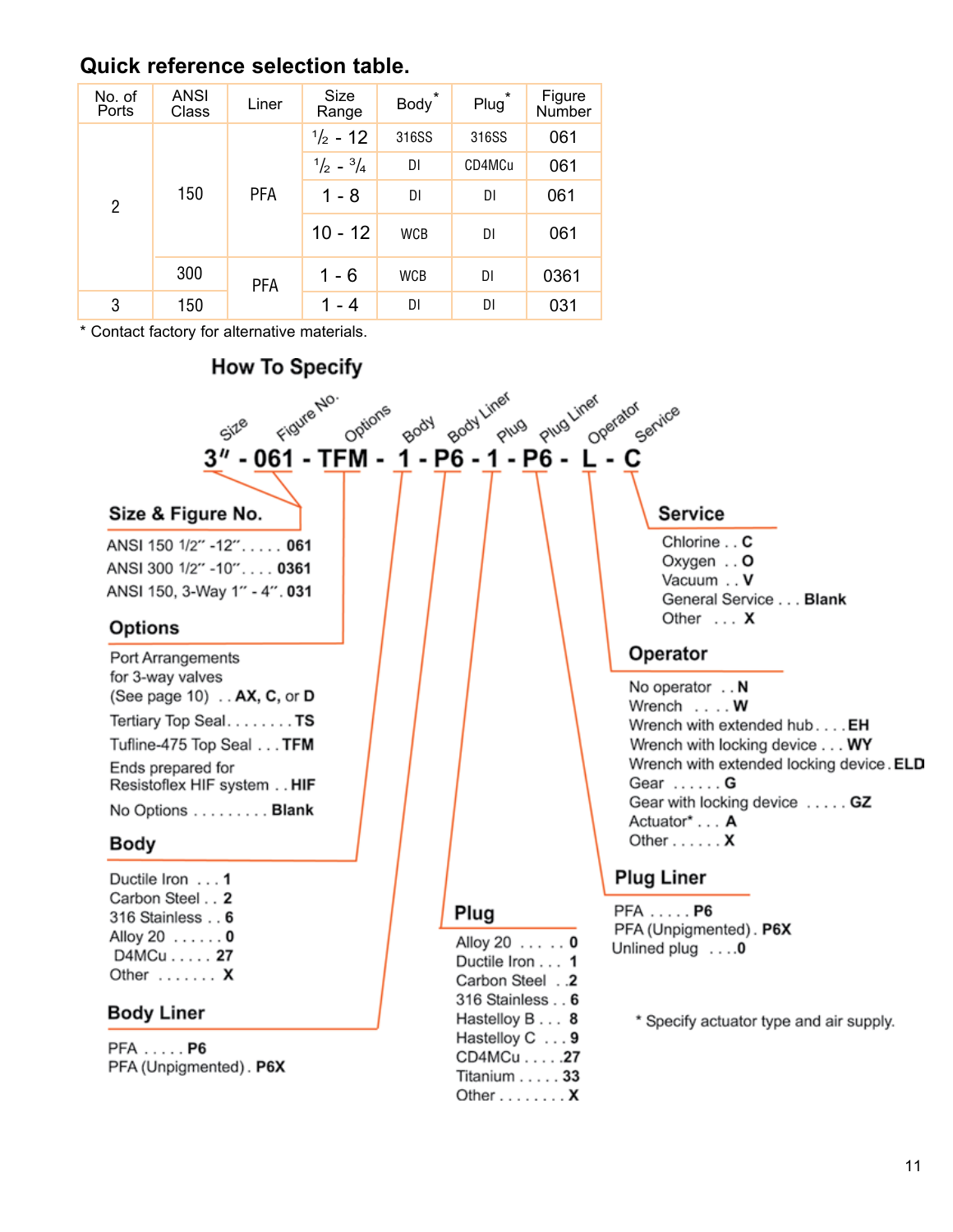## Quick reference selection table.

| No. of Ports | ANSI Class | Liner | Size Range | Body* | Plug* | Figure Number |
|---|---|---|---|---|---|---|
| 2 | 150 | PFA | 1/2 - 12 | 316SS | 316SS | 061 |
| | | | 1/2 - 3/4 | DI | CD4MCu | 061 |
| | | | 1 - 8 | DI | DI | 061 |
| | | | 10 - 12 | WCB | DI | 061 |
| | 300 | PFA | 1 - 6 | WCB | DI | 0361 |
| 3 | 150 | | 1 - 4 | DI | DI | 031 |

* Contact factory for alternative materials.

## How To Specify

Size, Figure No., Options, Body, Body Liner, Plug, Plug Liner, Operator, Service

**3″ - 061 - TFM - 1 - P6 - 1 - P6 - L - C**

### Size & Figure No.

ANSI 150 1/2″ -12″. . . . . **061**
ANSI 300 1/2″ -10″. . . . **0361**
ANSI 150, 3-Way 1″ - 4″. **031**

### Options

Port Arrangements for 3-way valves (See page 10) . . **AX, C,** or **D**
Tertiary Top Seal. . . . . . . . **TS**
Tufline-475 Top Seal . . . **TFM**
Ends prepared for Resistoflex HIF system . . **HIF**
No Options . . . . . . . . . **Blank**

### Body

Ductile Iron . . . **1**
Carbon Steel . . **2**
316 Stainless . . **6**
Alloy 20 . . . . . . **0**
D4MCu . . . . . **27**
Other . . . . . . . **X**

### Body Liner

PFA . . . . . **P6**
PFA (Unpigmented) . **P6X**

### Plug

Alloy 20 . . . . . **0**
Ductile Iron . . . **1**
Carbon Steel . . **2**
316 Stainless . . **6**
Hastelloy B . . . **8**
Hastelloy C . . . **9**
CD4MCu . . . . . **27**
Titanium . . . . . **33**
Other . . . . . . . . **X**

### Plug Liner

PFA . . . . . **P6**
PFA (Unpigmented) . **P6X**
Unlined plug . . . **0**

### Operator

No operator . . **N**
Wrench . . . . **W**
Wrench with extended hub. . . . **EH**
Wrench with locking device . . . **WY**
Wrench with extended locking device . **ELD**
Gear . . . . . . **G**
Gear with locking device . . . . . **GZ**
Actuator* . . . **A**
Other . . . . . . **X**

### Service

Chlorine . . **C**
Oxygen . . **O**
Vacuum . . **V**
General Service . . . **Blank**
Other . . . **X**

* Specify actuator type and air supply.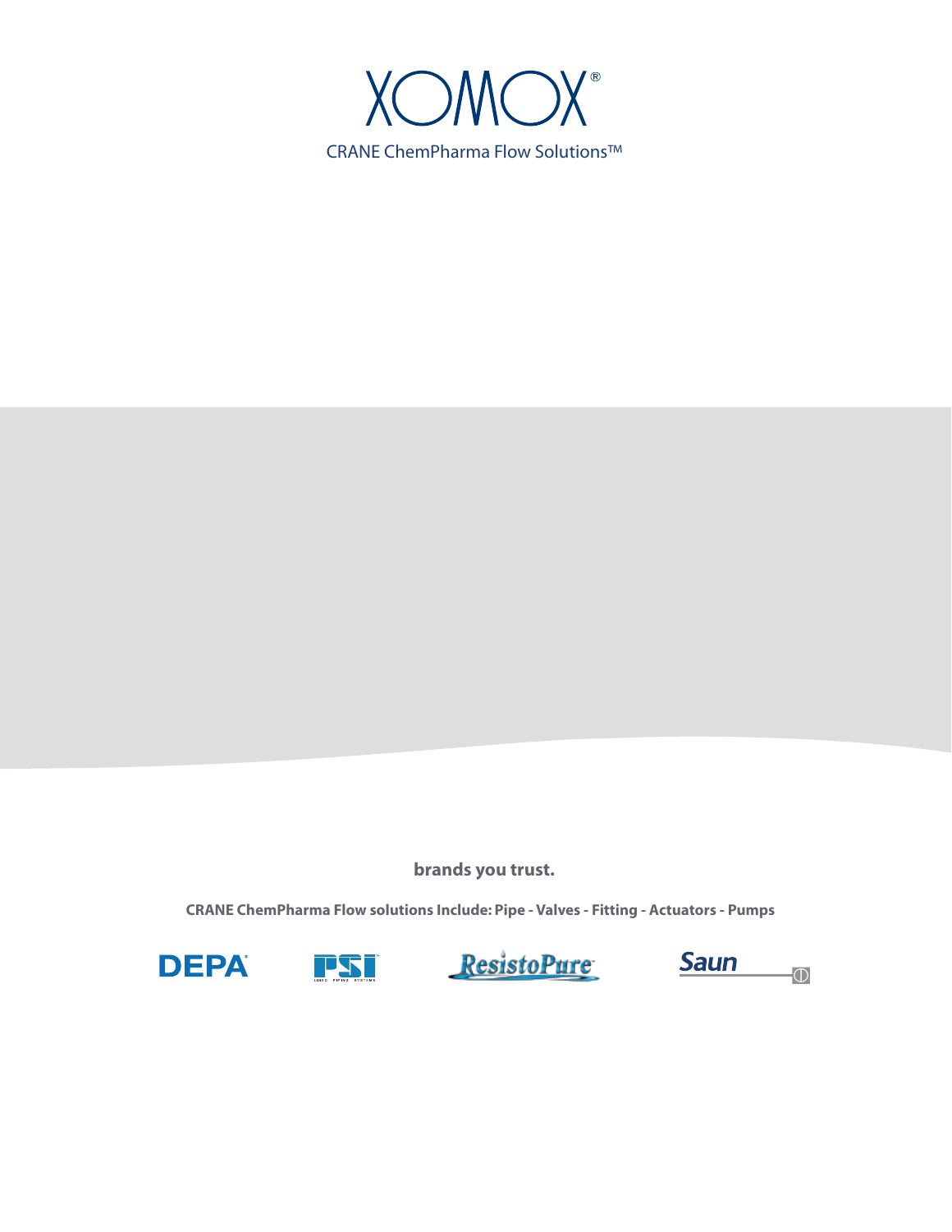# XOMOX®

CRANE ChemPharma Flow Solutions™

**brands you trust.**

**CRANE ChemPharma Flow solutions Include: Pipe - Valves - Fitting - Actuators - Pumps**

DEPA® PSI ResistoPure Saunders